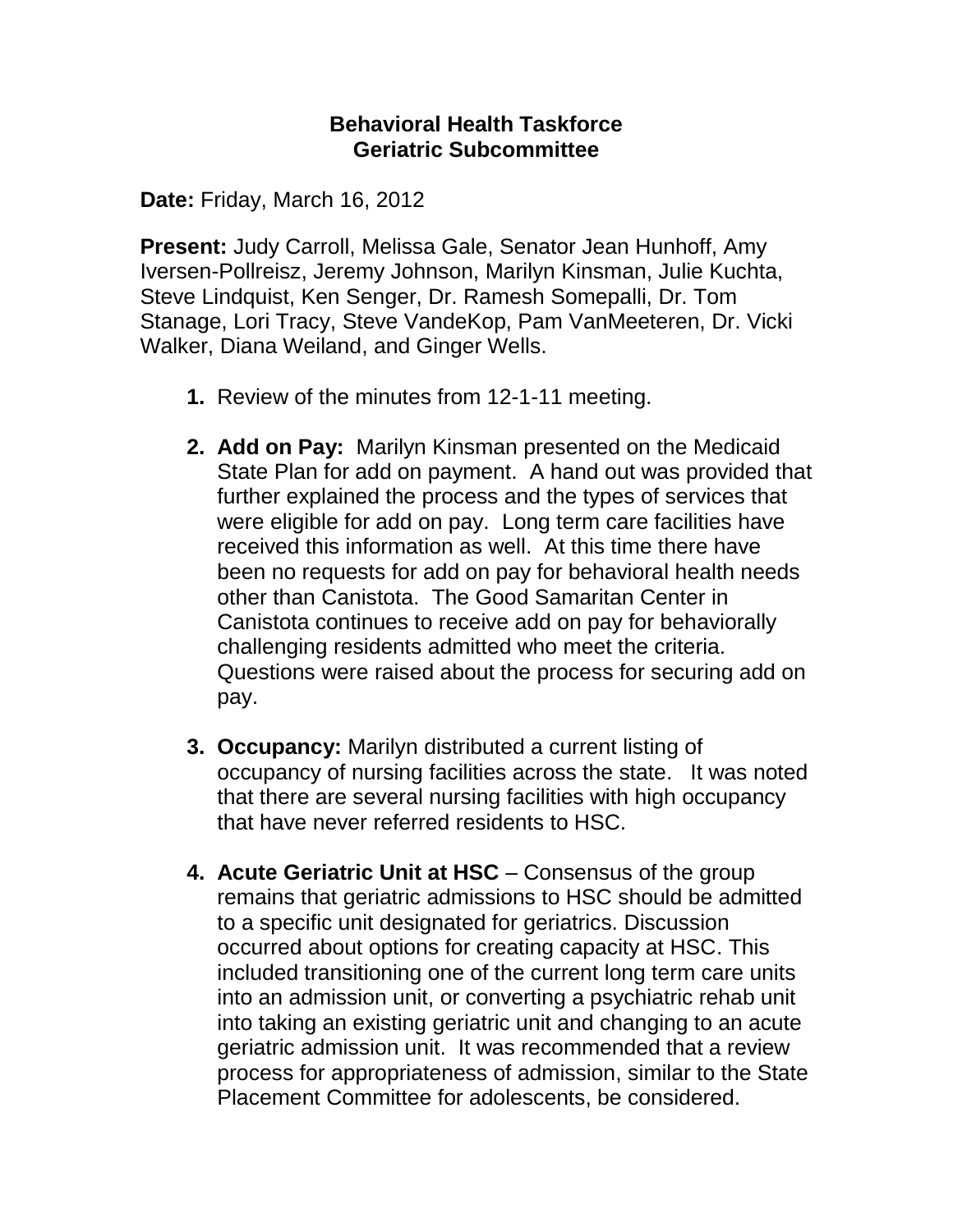# Behavioral Health Taskforce
## Geriatric Subcommittee

**Date:** Friday, March 16, 2012

**Present:** Judy Carroll, Melissa Gale, Senator Jean Hunhoff, Amy Iversen-Pollreisz, Jeremy Johnson, Marilyn Kinsman, Julie Kuchta, Steve Lindquist, Ken Senger, Dr. Ramesh Somepalli, Dr. Tom Stanage, Lori Tracy, Steve VandeKop, Pam VanMeeteren, Dr. Vicki Walker, Diana Weiland, and Ginger Wells.

1. Review of the minutes from 12-1-11 meeting.

2. **Add on Pay:** Marilyn Kinsman presented on the Medicaid State Plan for add on payment. A hand out was provided that further explained the process and the types of services that were eligible for add on pay. Long term care facilities have received this information as well. At this time there have been no requests for add on pay for behavioral health needs other than Canistota. The Good Samaritan Center in Canistota continues to receive add on pay for behaviorally challenging residents admitted who meet the criteria. Questions were raised about the process for securing add on pay.

3. **Occupancy:** Marilyn distributed a current listing of occupancy of nursing facilities across the state. It was noted that there are several nursing facilities with high occupancy that have never referred residents to HSC.

4. **Acute Geriatric Unit at HSC** – Consensus of the group remains that geriatric admissions to HSC should be admitted to a specific unit designated for geriatrics. Discussion occurred about options for creating capacity at HSC. This included transitioning one of the current long term care units into an admission unit, or converting a psychiatric rehab unit into taking an existing geriatric unit and changing to an acute geriatric admission unit. It was recommended that a review process for appropriateness of admission, similar to the State Placement Committee for adolescents, be considered.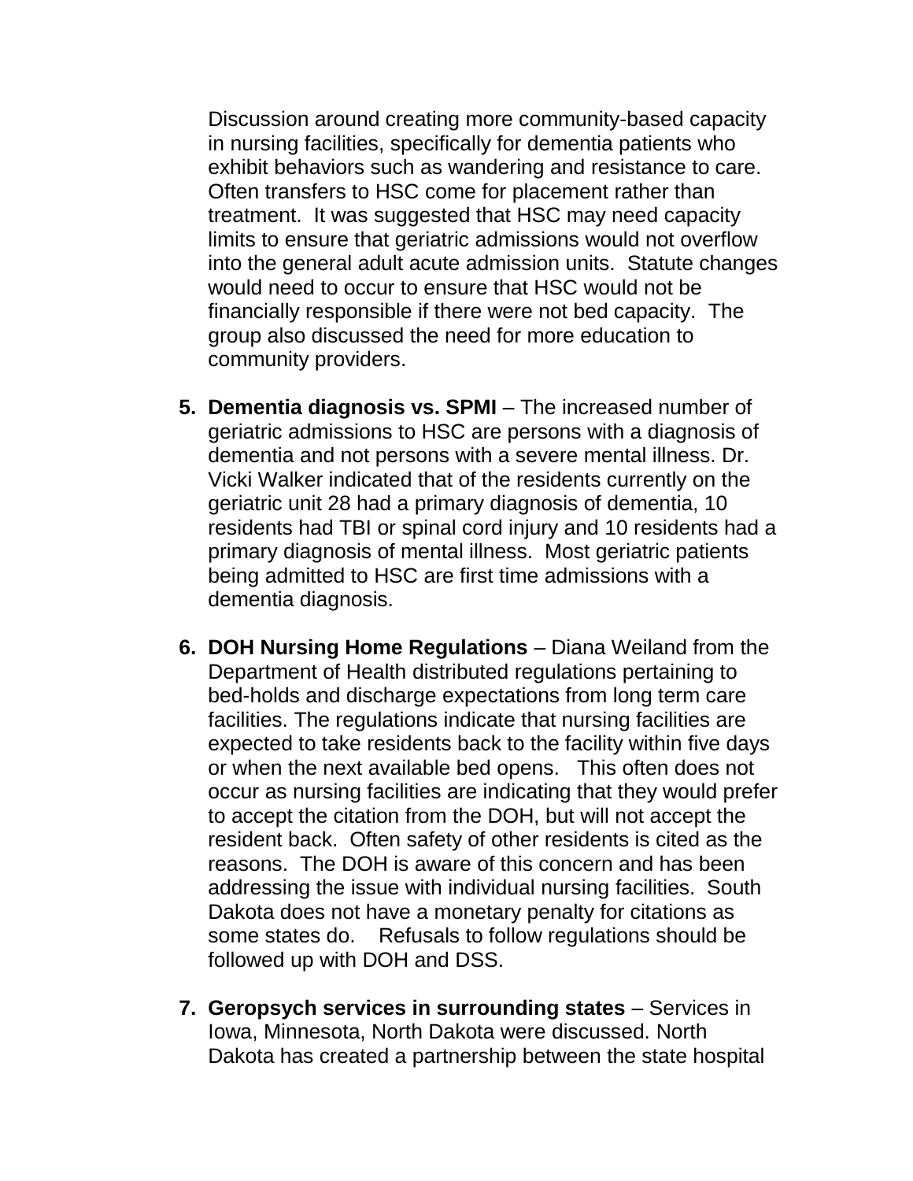Discussion around creating more community-based capacity in nursing facilities, specifically for dementia patients who exhibit behaviors such as wandering and resistance to care. Often transfers to HSC come for placement rather than treatment. It was suggested that HSC may need capacity limits to ensure that geriatric admissions would not overflow into the general adult acute admission units. Statute changes would need to occur to ensure that HSC would not be financially responsible if there were not bed capacity. The group also discussed the need for more education to community providers.

5. **Dementia diagnosis vs. SPMI** – The increased number of geriatric admissions to HSC are persons with a diagnosis of dementia and not persons with a severe mental illness. Dr. Vicki Walker indicated that of the residents currently on the geriatric unit 28 had a primary diagnosis of dementia, 10 residents had TBI or spinal cord injury and 10 residents had a primary diagnosis of mental illness. Most geriatric patients being admitted to HSC are first time admissions with a dementia diagnosis.

6. **DOH Nursing Home Regulations** – Diana Weiland from the Department of Health distributed regulations pertaining to bed-holds and discharge expectations from long term care facilities. The regulations indicate that nursing facilities are expected to take residents back to the facility within five days or when the next available bed opens. This often does not occur as nursing facilities are indicating that they would prefer to accept the citation from the DOH, but will not accept the resident back. Often safety of other residents is cited as the reasons. The DOH is aware of this concern and has been addressing the issue with individual nursing facilities. South Dakota does not have a monetary penalty for citations as some states do. Refusals to follow regulations should be followed up with DOH and DSS.

7. **Geropsych services in surrounding states** – Services in Iowa, Minnesota, North Dakota were discussed. North Dakota has created a partnership between the state hospital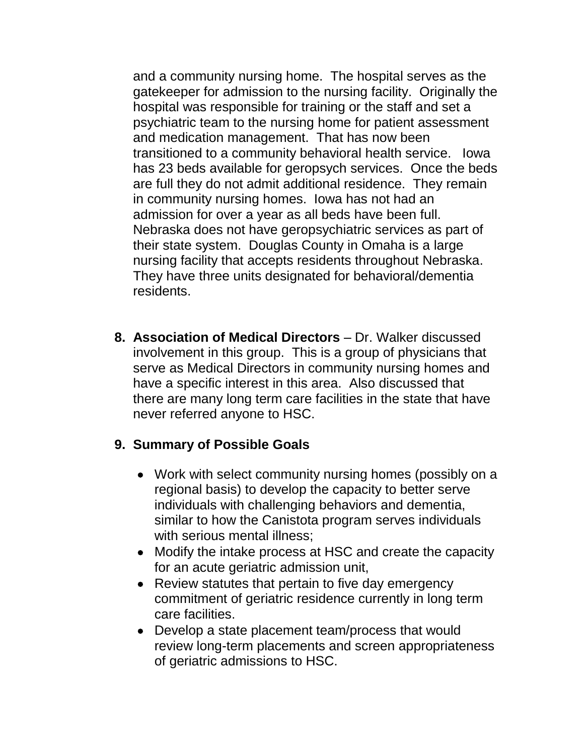and a community nursing home. The hospital serves as the gatekeeper for admission to the nursing facility. Originally the hospital was responsible for training or the staff and set a psychiatric team to the nursing home for patient assessment and medication management. That has now been transitioned to a community behavioral health service. Iowa has 23 beds available for geropsych services. Once the beds are full they do not admit additional residence. They remain in community nursing homes. Iowa has not had an admission for over a year as all beds have been full. Nebraska does not have geropsychiatric services as part of their state system. Douglas County in Omaha is a large nursing facility that accepts residents throughout Nebraska. They have three units designated for behavioral/dementia residents.

8. **Association of Medical Directors** – Dr. Walker discussed involvement in this group. This is a group of physicians that serve as Medical Directors in community nursing homes and have a specific interest in this area. Also discussed that there are many long term care facilities in the state that have never referred anyone to HSC.

9. **Summary of Possible Goals**

   - Work with select community nursing homes (possibly on a regional basis) to develop the capacity to better serve individuals with challenging behaviors and dementia, similar to how the Canistota program serves individuals with serious mental illness;
   - Modify the intake process at HSC and create the capacity for an acute geriatric admission unit,
   - Review statutes that pertain to five day emergency commitment of geriatric residence currently in long term care facilities.
   - Develop a state placement team/process that would review long-term placements and screen appropriateness of geriatric admissions to HSC.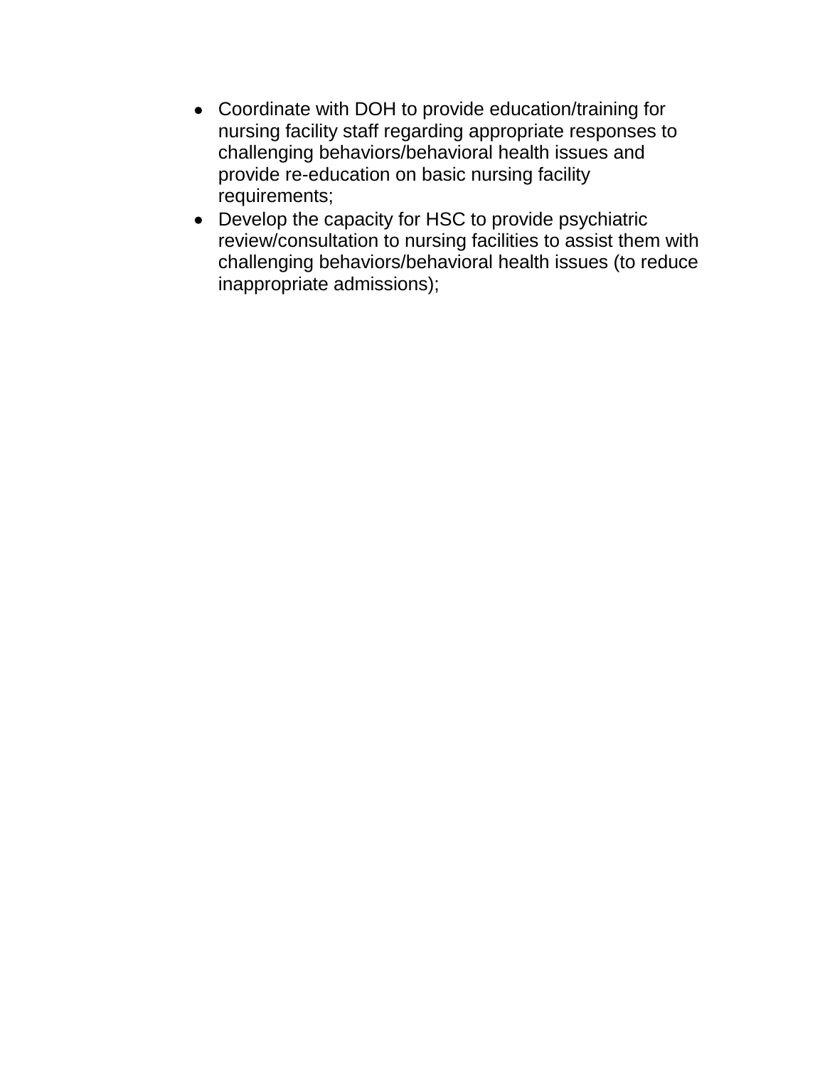- Coordinate with DOH to provide education/training for nursing facility staff regarding appropriate responses to challenging behaviors/behavioral health issues and provide re-education on basic nursing facility requirements;
- Develop the capacity for HSC to provide psychiatric review/consultation to nursing facilities to assist them with challenging behaviors/behavioral health issues (to reduce inappropriate admissions);